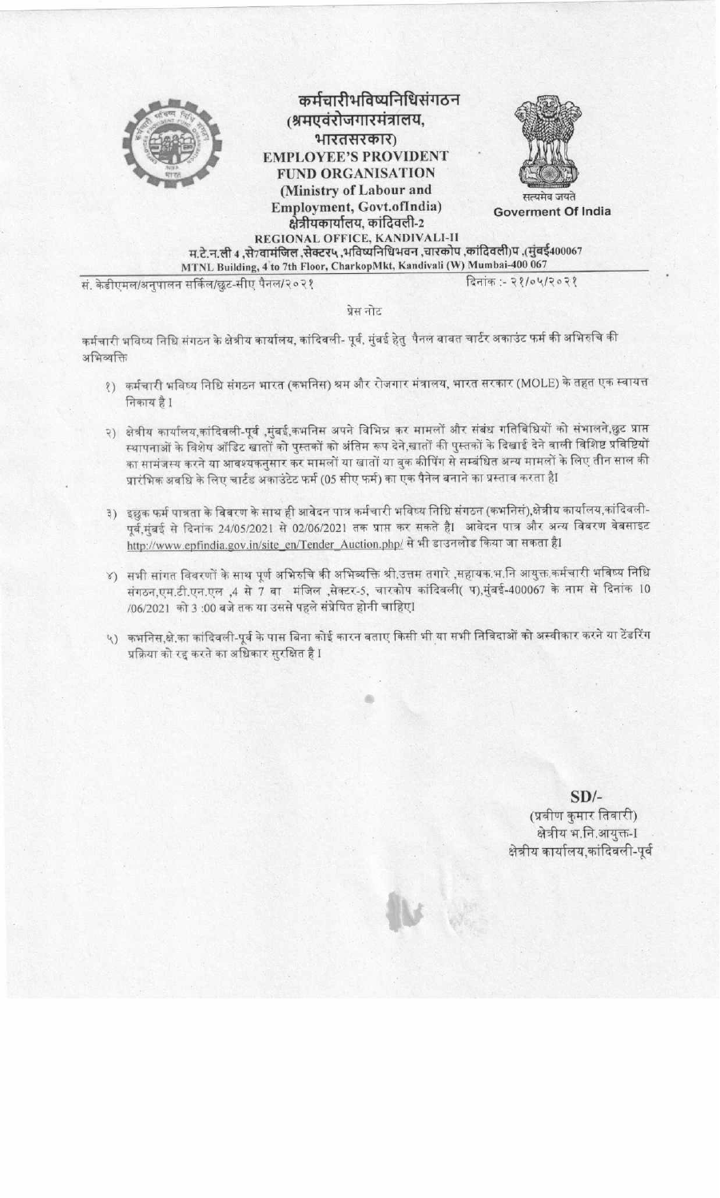# कर्मचारीभविष्यनिधिसंगठन
## (श्रमएवंरोजगारमंत्रालय, भारतसरकार)
## EMPLOYEE'S PROVIDENT FUND ORGANISATION
## (Ministry of Labour and Employment, Govt.ofIndia)

सत्यमेव जयते
Goverment Of India

### क्षेत्रीयकार्यालय, कांदिवली-2
### REGIONAL OFFICE, KANDIVALI-II

म.टे.न.ली 4 ,से7वामंजिल ,सेक्टर5 ,भविष्यनिधिभवन ,चारकोप ,कांदिवली)प ,(मुंबई400067
MTNL Building, 4 to 7th Floor, CharkopMkt, Kandivali (W) Mumbai-400 067

सं. केडीएमल/अनुपालन सर्किल/छुट-सीए पैनल/२०२१

दिनांक :- २१/०५/२०२१

प्रेस नोट

कर्मचारी भविष्य निधि संगठन के क्षेत्रीय कार्यालय, कांदिवली- पूर्व, मुंबई हेतु पैनल बाबत चार्टर अकाउंट फर्म की अभिरुचि की अभिव्यक्ति

१) कर्मचारी भविष्य निधि संगठन भारत (कभनिस) श्रम और रोजगार मंत्रालय, भारत सरकार (MOLE) के तहत एक स्वायत्त निकाय है I

२) क्षेत्रीय कार्यालय,कांदिवली-पूर्व ,मुंबई,कभनिस अपने विभिन्न कर मामलों और संबंध गतिविधियों को संभालने,छुट प्राप्त स्थापनाओं के विशेष ऑडिट खातों को पुस्तकों को अंतिम रूप देने,खातों की पुस्तकों के दिखाई देने वाली विशिष्ट प्रविष्टियों का सामंजस्य करने या आवश्यकनुसार कर मामलों या खातों या बुक कीपिंग से सम्बंधित अन्य मामलों के लिए तीन साल की प्रारंभिक अवधि के लिए चार्टड अकाउंटेट फर्म (05 सीए फर्म) का एक पैनल बनाने का प्रस्ताव करता है।

३) इछुक फर्म पात्रता के विवरण के साथ ही आवेदन पात्र कर्मचारी भविष्य निधि संगठन (कभनिस),क्षेत्रीय कार्यालय,कांदिवली-पूर्व,मुंबई से दिनांक 24/05/2021 से 02/06/2021 तक प्राप्त कर सकते है। आवेदन पात्र और अन्य विवरण वेबसाइट http://www.epfindia.gov.in/site_en/Tender_Auction.php/ से भी डाउनलोड किया जा सकता है।

४) सभी सांगत विवरणों के साथ पूर्ण अभिरुचि की अभिव्यक्ति श्री.उत्तम तगारे ,सहायक.भ.नि आयुक्त.कर्मचारी भविष्य निधि संगठन,एम.टी.एन.एल ,4 से 7 वा मंजिल ,सेक्टर-5, चारकोप कांदिवली( प),मुंबई-400067 के नाम से दिनांक 10 /06/2021 को 3 :00 बजे तक या उससे पहले संप्रेषित होनी चाहिए।

५) कभनिस,क्षे.का कांदिवली-पूर्व के पास बिना कोई कारन बताए किसी भी या सभी निविदाओं को अस्वीकार करने या टेंडरिंग प्रक्रिया को रद्द करने का अधिकार सुरक्षित है I

SD/-
(प्रवीण कुमार तिवारी)
क्षेत्रीय भ.नि.आयुक्त-I
क्षेत्रीय कार्यालय,कांदिवली-पूर्व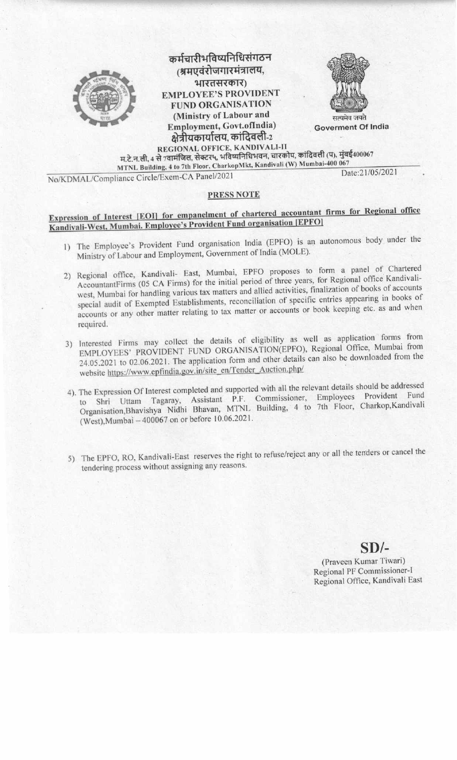कर्मचारीभविष्यनिधिसंगठन
(श्रमएवंरोजगारमंत्रालय,
भारतसरकार)

**EMPLOYEE'S PROVIDENT FUND ORGANISATION**
**(Ministry of Labour and Employment, Govt.ofIndia)**

सत्यमेव जयते
**Goverment Of India**

क्षेत्रीयकार्यालय, कांदिवली-2
**REGIONAL OFFICE, KANDIVALI-II**
म.टे.न.ली, 4 से 7वामंजिल, सेक्टर५, भविष्यनिधिभवन, चारकोप, कांदिवली (प), मुंबई400067
**MTNL Building, 4 to 7th Floor, CharkopMkt, Kandivali (W) Mumbai-400 067**

No/KDMAL/Compliance Circle/Exem-CA Panel/2021 Date:21/05/2021

## PRESS NOTE

**Expression of Interest [EOI] for empanelment of chartered accountant firms for Regional office Kandivali-West, Mumbai. Employee's Provident Fund organisation [EPFO]**

1) The Employee's Provident Fund organisation India (EPFO) is an autonomous body under the Ministry of Labour and Employment, Government of India (MOLE).

2) Regional office, Kandivali- East, Mumbai, EPFO proposes to form a panel of Chartered AccountantFirms (05 CA Firms) for the initial period of three years, for Regional office Kandivali-west, Mumbai for handling various tax matters and allied activities, finalization of books of accounts special audit of Exempted Establishments, reconciliation of specific entries appearing in books of accounts or any other matter relating to tax matter or accounts or book keeping etc. as and when required.

3) Interested Firms may collect the details of eligibility as well as application forms from EMPLOYEES' PROVIDENT FUND ORGANISATION(EPFO), Regional Office, Mumbai from 24.05.2021 to 02.06.2021. The application form and other details can also be downloaded from the website https://www.epfindia.gov.in/site_en/Tender_Auction.php/

4). The Expression Of Interest completed and supported with all the relevant details should be addressed to Shri Uttam Tagaray, Assistant P.F. Commissioner, Employees Provident Fund Organisation,Bhavishya Nidhi Bhavan, MTNL Building, 4 to 7th Floor, Charkop,Kandivali (West),Mumbai – 400067 on or before 10.06.2021.

5) The EPFO, RO, Kandivali-East reserves the right to refuse/reject any or all the tenders or cancel the tendering process without assigning any reasons.

**SD/-**

(Praveen Kumar Tiwari)
Regional PF Commissioner-I
Regional Office, Kandivali East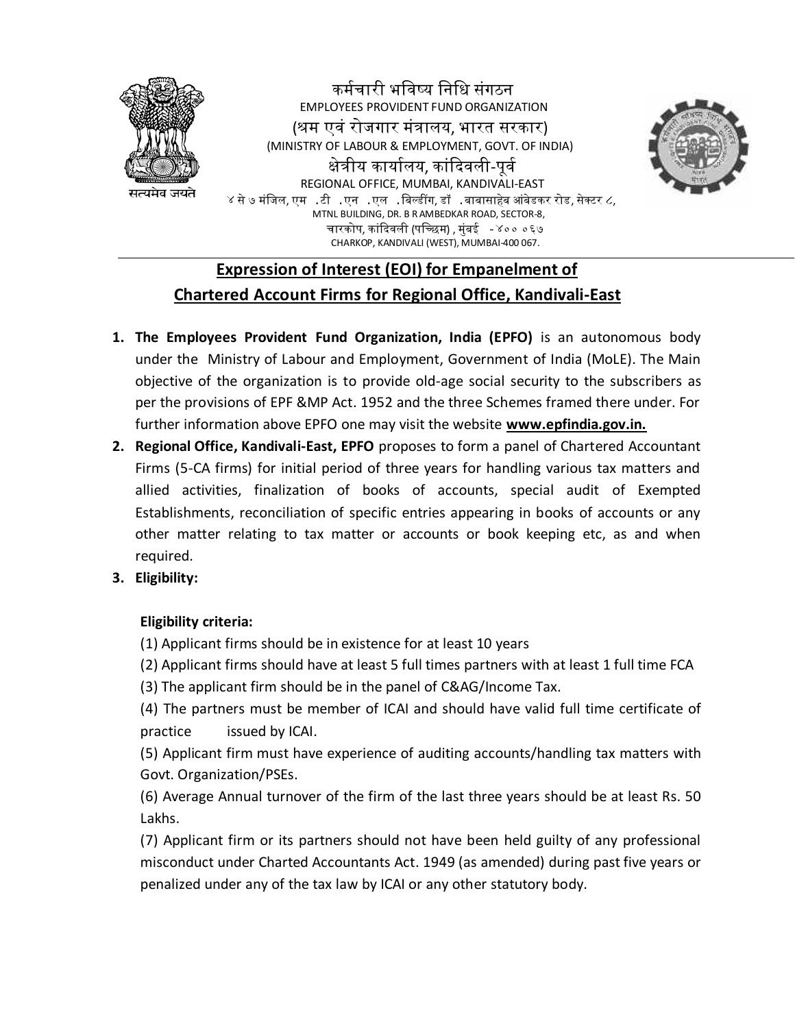कर्मचारी भविष्य निधि संगठन
EMPLOYEES PROVIDENT FUND ORGANIZATION
(श्रम एवं रोजगार मंत्रालय, भारत सरकार)
(MINISTRY OF LABOUR & EMPLOYMENT, GOVT. OF INDIA)
क्षेत्रीय कार्यालय, कांदिवली-पूर्व
REGIONAL OFFICE, MUMBAI, KANDIVALI-EAST
४ से ७ मंजिल, एम .टी .एन .एल .बिल्डींग, डॉ .बाबासाहेब आंबेडकर रोड, सेक्टर ८,
MTNL BUILDING, DR. B R AMBEDKAR ROAD, SECTOR-8,
चारकोप, कांदिवली (पच्छिम) , मुंबई -४०० ०६७
CHARKOP, KANDIVALI (WEST), MUMBAI-400 067.

सत्यमेव जयते

## Expression of Interest (EOI) for Empanelment of Chartered Account Firms for Regional Office, Kandivali-East

1. **The Employees Provident Fund Organization, India (EPFO)** is an autonomous body under the Ministry of Labour and Employment, Government of India (MoLE). The Main objective of the organization is to provide old-age social security to the subscribers as per the provisions of EPF &MP Act. 1952 and the three Schemes framed there under. For further information above EPFO one may visit the website **www.epfindia.gov.in.**
2. **Regional Office, Kandivali-East, EPFO** proposes to form a panel of Chartered Accountant Firms (5-CA firms) for initial period of three years for handling various tax matters and allied activities, finalization of books of accounts, special audit of Exempted Establishments, reconciliation of specific entries appearing in books of accounts or any other matter relating to tax matter or accounts or book keeping etc, as and when required.
3. **Eligibility:**

   **Eligibility criteria:**

   (1) Applicant firms should be in existence for at least 10 years

   (2) Applicant firms should have at least 5 full times partners with at least 1 full time FCA

   (3) The applicant firm should be in the panel of C&AG/Income Tax.

   (4) The partners must be member of ICAI and should have valid full time certificate of practice issued by ICAI.

   (5) Applicant firm must have experience of auditing accounts/handling tax matters with Govt. Organization/PSEs.

   (6) Average Annual turnover of the firm of the last three years should be at least Rs. 50 Lakhs.

   (7) Applicant firm or its partners should not have been held guilty of any professional misconduct under Charted Accountants Act. 1949 (as amended) during past five years or penalized under any of the tax law by ICAI or any other statutory body.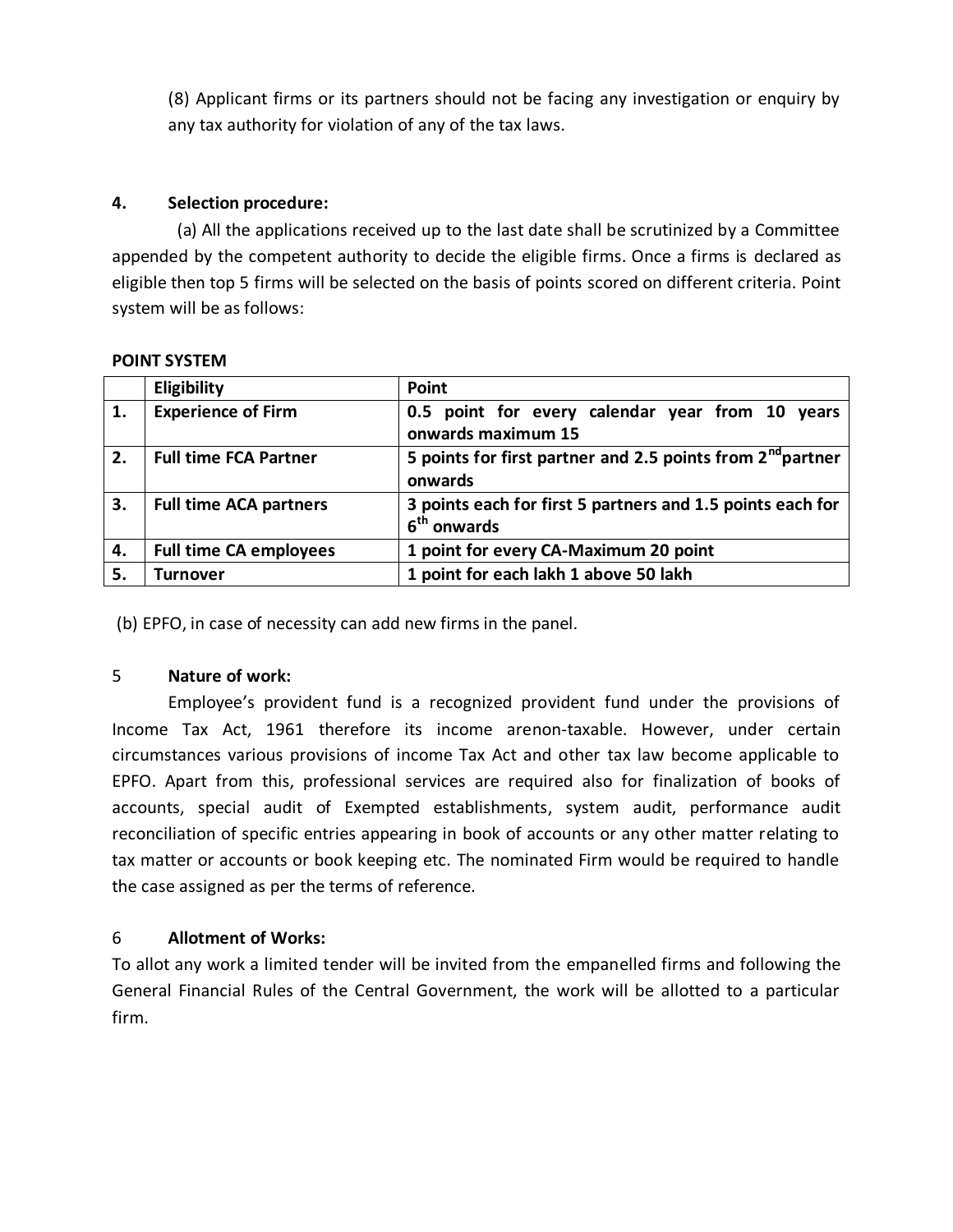(8) Applicant firms or its partners should not be facing any investigation or enquiry by any tax authority for violation of any of the tax laws.

**4. Selection procedure:**

(a) All the applications received up to the last date shall be scrutinized by a Committee appended by the competent authority to decide the eligible firms. Once a firms is declared as eligible then top 5 firms will be selected on the basis of points scored on different criteria. Point system will be as follows:

**POINT SYSTEM**

| | **Eligibility** | **Point** |
|---|---|---|
| **1.** | **Experience of Firm** | **0.5 point for every calendar year from 10 years onwards maximum 15** |
| **2.** | **Full time FCA Partner** | **5 points for first partner and 2.5 points from 2nd partner onwards** |
| **3.** | **Full time ACA partners** | **3 points each for first 5 partners and 1.5 points each for 6th onwards** |
| **4.** | **Full time CA employees** | **1 point for every CA-Maximum 20 point** |
| **5.** | **Turnover** | **1 point for each lakh 1 above 50 lakh** |

(b) EPFO, in case of necessity can add new firms in the panel.

5 **Nature of work:**

Employee's provident fund is a recognized provident fund under the provisions of Income Tax Act, 1961 therefore its income arenon-taxable. However, under certain circumstances various provisions of income Tax Act and other tax law become applicable to EPFO. Apart from this, professional services are required also for finalization of books of accounts, special audit of Exempted establishments, system audit, performance audit reconciliation of specific entries appearing in book of accounts or any other matter relating to tax matter or accounts or book keeping etc. The nominated Firm would be required to handle the case assigned as per the terms of reference.

6 **Allotment of Works:**

To allot any work a limited tender will be invited from the empanelled firms and following the General Financial Rules of the Central Government, the work will be allotted to a particular firm.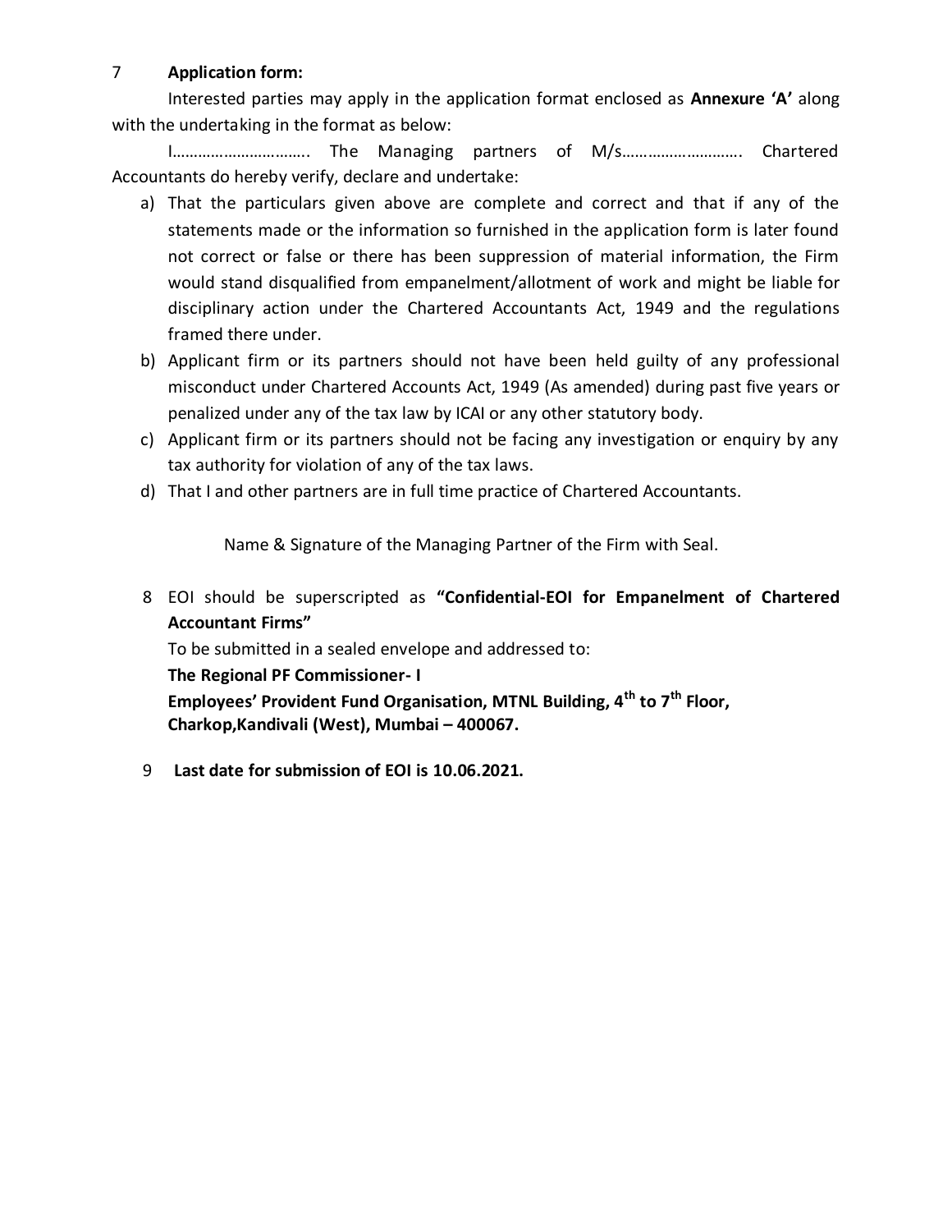7 **Application form:**

Interested parties may apply in the application format enclosed as **Annexure 'A'** along with the undertaking in the format as below:

I…………………………. The Managing partners of M/s………………………. Chartered Accountants do hereby verify, declare and undertake:

a) That the particulars given above are complete and correct and that if any of the statements made or the information so furnished in the application form is later found not correct or false or there has been suppression of material information, the Firm would stand disqualified from empanelment/allotment of work and might be liable for disciplinary action under the Chartered Accountants Act, 1949 and the regulations framed there under.
b) Applicant firm or its partners should not have been held guilty of any professional misconduct under Chartered Accounts Act, 1949 (As amended) during past five years or penalized under any of the tax law by ICAI or any other statutory body.
c) Applicant firm or its partners should not be facing any investigation or enquiry by any tax authority for violation of any of the tax laws.
d) That I and other partners are in full time practice of Chartered Accountants.

Name & Signature of the Managing Partner of the Firm with Seal.

8 EOI should be superscripted as **"Confidential-EOI for Empanelment of Chartered Accountant Firms"**

To be submitted in a sealed envelope and addressed to:

**The Regional PF Commissioner- I**
**Employees' Provident Fund Organisation, MTNL Building, 4th to 7th Floor, Charkop,Kandivali (West), Mumbai – 400067.**

9 **Last date for submission of EOI is 10.06.2021.**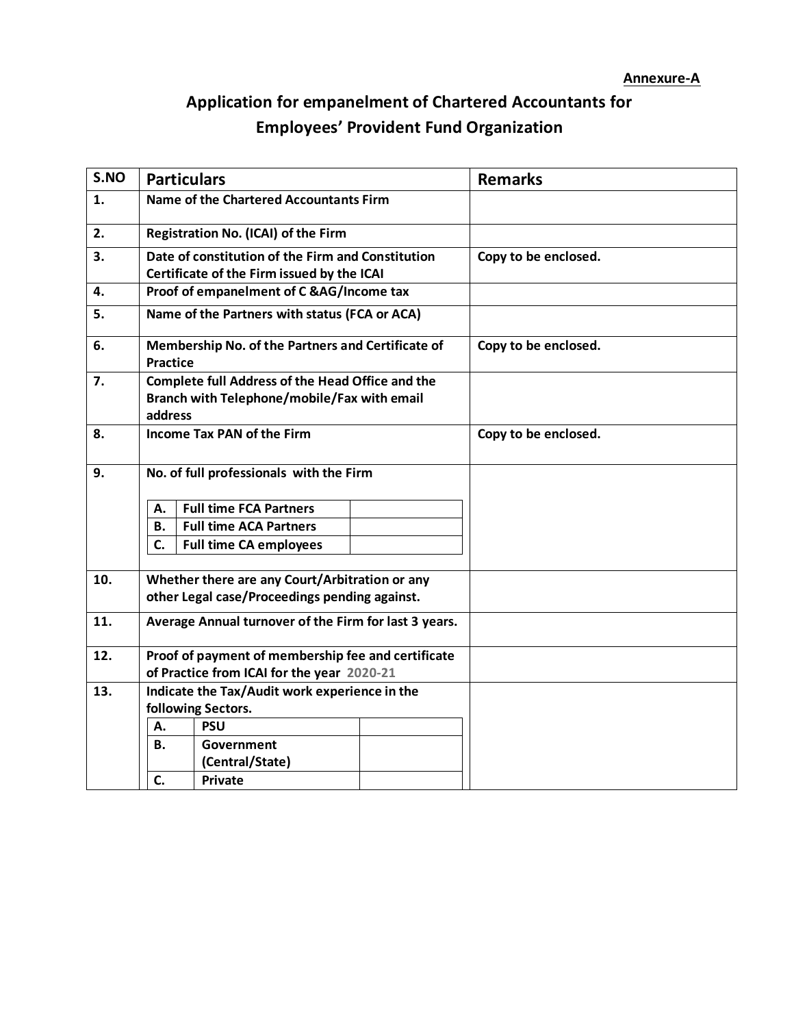**Annexure-A**

# Application for empanelment of Chartered Accountants for Employees' Provident Fund Organization

| S.NO | Particulars | Remarks |
|---|---|---|
| 1. | Name of the Chartered Accountants Firm | |
| 2. | Registration No. (ICAI) of the Firm | |
| 3. | Date of constitution of the Firm and Constitution Certificate of the Firm issued by the ICAI | Copy to be enclosed. |
| 4. | Proof of empanelment of C &AG/Income tax | |
| 5. | Name of the Partners with status (FCA or ACA) | |
| 6. | Membership No. of the Partners and Certificate of Practice | Copy to be enclosed. |
| 7. | Complete full Address of the Head Office and the Branch with Telephone/mobile/Fax with email address | |
| 8. | Income Tax PAN of the Firm | Copy to be enclosed. |
| 9. | No. of full professionals with the Firm<br>A. Full time FCA Partners<br>B. Full time ACA Partners<br>C. Full time CA employees | |
| 10. | Whether there are any Court/Arbitration or any other Legal case/Proceedings pending against. | |
| 11. | Average Annual turnover of the Firm for last 3 years. | |
| 12. | Proof of payment of membership fee and certificate of Practice from ICAI for the year 2020-21 | |
| 13. | Indicate the Tax/Audit work experience in the following Sectors.<br>A. PSU<br>B. Government (Central/State)<br>C. Private | |